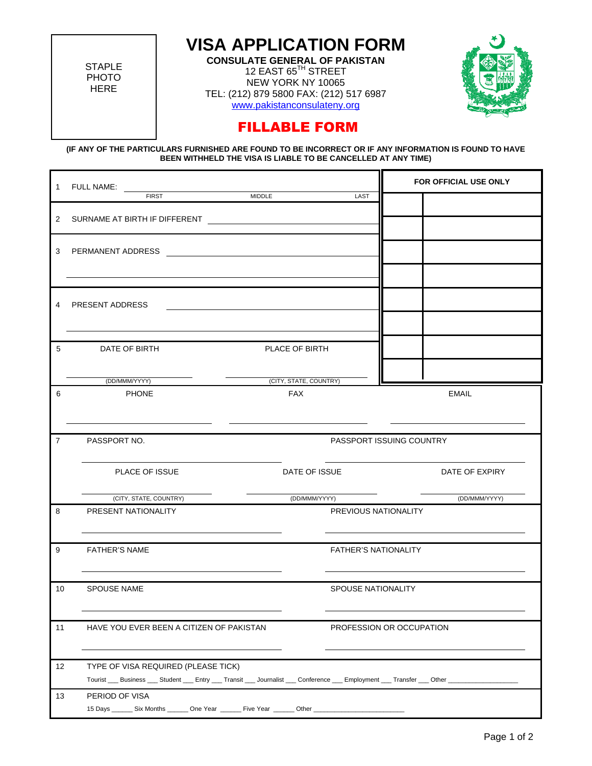STAPLE PHOTO HERE

# VISA APPLICATION FORM

**CONSULATE GENERAL OF PAKISTAN**
12 EAST 65TH STREET
NEW YORK NY 10065
TEL: (212) 879 5800 FAX: (212) 517 6987
www.pakistanconsulateny.org

## FILLABLE FORM

**(IF ANY OF THE PARTICULARS FURNISHED ARE FOUND TO BE INCORRECT OR IF ANY INFORMATION IS FOUND TO HAVE BEEN WITHHELD THE VISA IS LIABLE TO BE CANCELLED AT ANY TIME)**

| | | **FOR OFFICIAL USE ONLY** |
|---|---|---|
| 1 | FULL NAME: ________ FIRST ________ MIDDLE ________ LAST | |
| 2 | SURNAME AT BIRTH IF DIFFERENT ________ | |
| 3 | PERMANENT ADDRESS ________ | |
| 4 | PRESENT ADDRESS ________ | |
| 5 | DATE OF BIRTH ________ (DD/MMM/YYYY) — PLACE OF BIRTH ________ (CITY, STATE, COUNTRY) | |

| | | | |
|---|---|---|---|
| 6 | PHONE ________ | FAX ________ | EMAIL ________ |
| 7 | PASSPORT NO. ________ | PASSPORT ISSUING COUNTRY ________ | |
| | PLACE OF ISSUE ________ (CITY, STATE, COUNTRY) | DATE OF ISSUE ________ (DD/MMM/YYYY) | DATE OF EXPIRY ________ (DD/MMM/YYYY) |
| 8 | PRESENT NATIONALITY ________ | PREVIOUS NATIONALITY ________ | |
| 9 | FATHER'S NAME ________ | FATHER'S NATIONALITY ________ | |
| 10 | SPOUSE NAME ________ | SPOUSE NATIONALITY ________ | |
| 11 | HAVE YOU EVER BEEN A CITIZEN OF PAKISTAN ________ | PROFESSION OR OCCUPATION ________ | |
| 12 | TYPE OF VISA REQUIRED (PLEASE TICK) Tourist ___ Business ___ Student ___ Entry ___ Transit ___ Journalist ___ Conference ___ Employment ___ Transfer ___ Other ________ | | |
| 13 | PERIOD OF VISA 15 Days ______ Six Months ______ One Year ______ Five Year ______ Other ________ | | |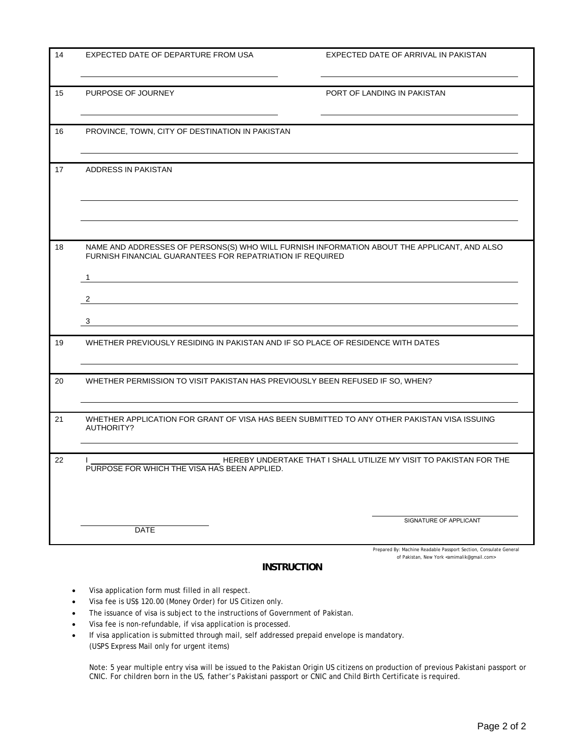| | | |
|---|---|---|
| 14 | EXPECTED DATE OF DEPARTURE FROM USA | EXPECTED DATE OF ARRIVAL IN PAKISTAN |
| 15 | PURPOSE OF JOURNEY | PORT OF LANDING IN PAKISTAN |
| 16 | PROVINCE, TOWN, CITY OF DESTINATION IN PAKISTAN | |
| 17 | ADDRESS IN PAKISTAN | |
| 18 | NAME AND ADDRESSES OF PERSONS(S) WHO WILL FURNISH INFORMATION ABOUT THE APPLICANT, AND ALSO FURNISH FINANCIAL GUARANTEES FOR REPATRIATION IF REQUIRED<br>1<br>2<br>3 | |
| 19 | WHETHER PREVIOUSLY RESIDING IN PAKISTAN AND IF SO PLACE OF RESIDENCE WITH DATES | |
| 20 | WHETHER PERMISSION TO VISIT PAKISTAN HAS PREVIOUSLY BEEN REFUSED IF SO, WHEN? | |
| 21 | WHETHER APPLICATION FOR GRANT OF VISA HAS BEEN SUBMITTED TO ANY OTHER PAKISTAN VISA ISSUING AUTHORITY? | |
| 22 | I \_\_\_\_\_\_\_\_\_\_\_\_\_\_\_\_ HEREBY UNDERTAKE THAT I SHALL UTILIZE MY VISIT TO PAKISTAN FOR THE PURPOSE FOR WHICH THE VISA HAS BEEN APPLIED.<br><br>DATE | SIGNATURE OF APPLICANT |

Prepared By: Machine Readable Passport Section, Consulate General of Pakistan, New York <amimalik@gmail.com>

## INSTRUCTION

- Visa application form must filled in all respect.
- Visa fee is US$ 120.00 (Money Order) for US Citizen only.
- The issuance of visa is subject to the instructions of Government of Pakistan.
- Visa fee is non-refundable, if visa application is processed.
- If visa application is submitted through mail, self addressed prepaid envelope is mandatory. (USPS Express Mail only for urgent items)

Note: 5 year multiple entry visa will be issued to the Pakistan Origin US citizens on production of previous Pakistani passport or CNIC. For children born in the US, father's Pakistani passport or CNIC and Child Birth Certificate is required.